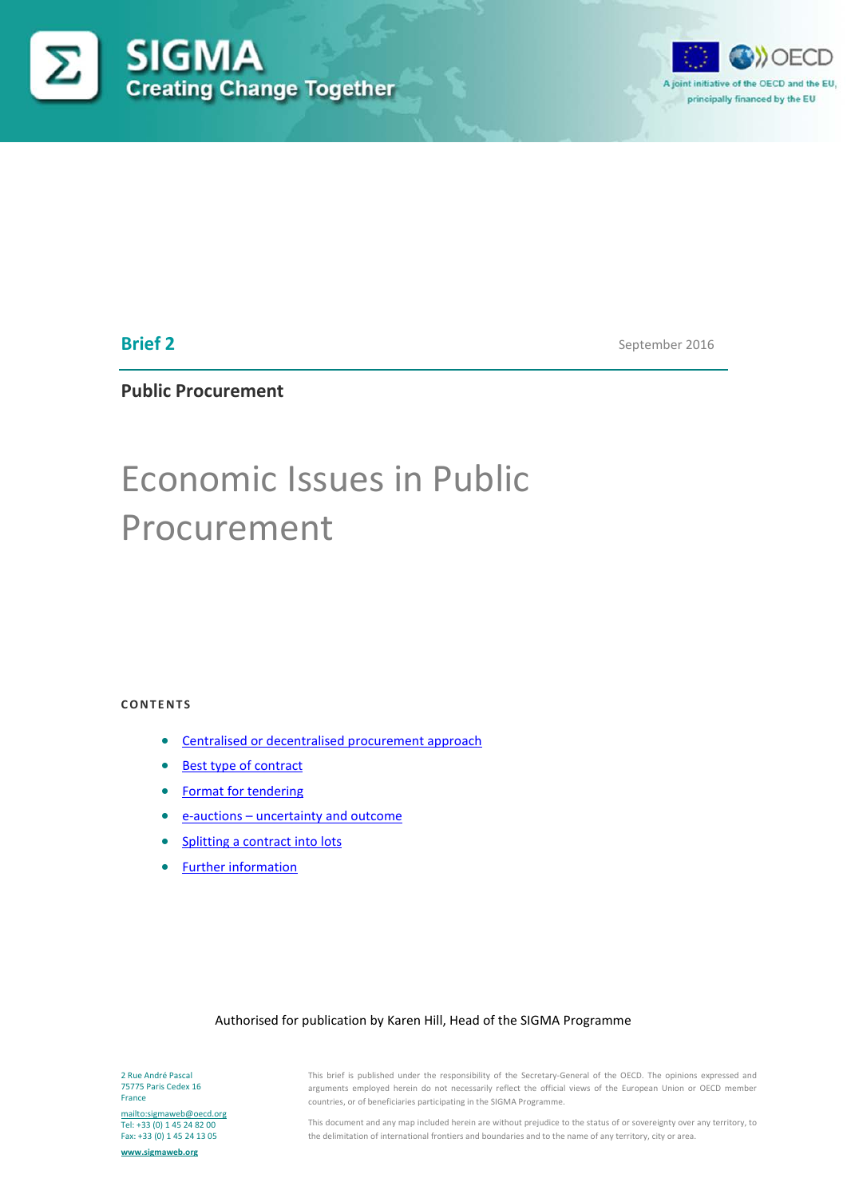SIGMA
Creating Change Together

A joint initiative of the OECD and the EU, principally financed by the EU

**Brief 2** September 2016

**Public Procurement**

# Economic Issues in Public Procurement

**CONTENTS**

- Centralised or decentralised procurement approach
- Best type of contract
- Format for tendering
- e-auctions – uncertainty and outcome
- Splitting a contract into lots
- Further information

Authorised for publication by Karen Hill, Head of the SIGMA Programme

2 Rue André Pascal
75775 Paris Cedex 16
France

mailto:sigmaweb@oecd.org
Tel: +33 (0) 1 45 24 82 00
Fax: +33 (0) 1 45 24 13 05

www.sigmaweb.org

This brief is published under the responsibility of the Secretary-General of the OECD. The opinions expressed and arguments employed herein do not necessarily reflect the official views of the European Union or OECD member countries, or of beneficiaries participating in the SIGMA Programme.

This document and any map included herein are without prejudice to the status of or sovereignty over any territory, to the delimitation of international frontiers and boundaries and to the name of any territory, city or area.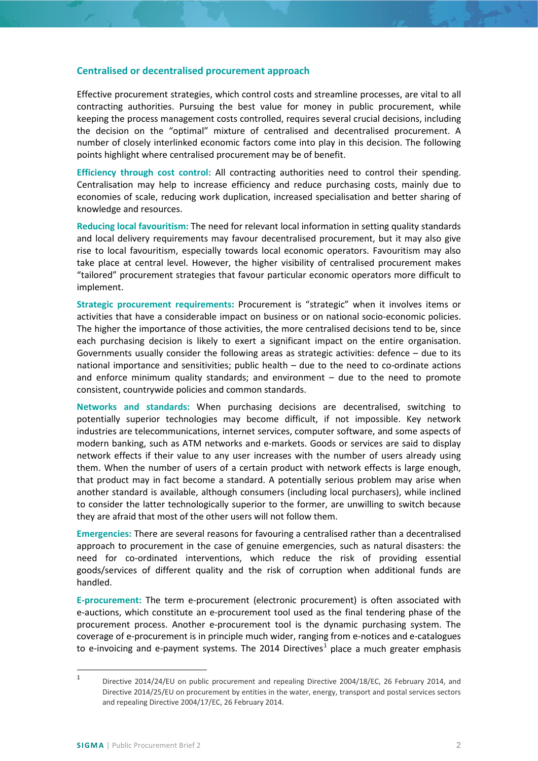## Centralised or decentralised procurement approach

Effective procurement strategies, which control costs and streamline processes, are vital to all contracting authorities. Pursuing the best value for money in public procurement, while keeping the process management costs controlled, requires several crucial decisions, including the decision on the "optimal" mixture of centralised and decentralised procurement. A number of closely interlinked economic factors come into play in this decision. The following points highlight where centralised procurement may be of benefit.

**Efficiency through cost control:** All contracting authorities need to control their spending. Centralisation may help to increase efficiency and reduce purchasing costs, mainly due to economies of scale, reducing work duplication, increased specialisation and better sharing of knowledge and resources.

**Reducing local favouritism:** The need for relevant local information in setting quality standards and local delivery requirements may favour decentralised procurement, but it may also give rise to local favouritism, especially towards local economic operators. Favouritism may also take place at central level. However, the higher visibility of centralised procurement makes "tailored" procurement strategies that favour particular economic operators more difficult to implement.

**Strategic procurement requirements:** Procurement is "strategic" when it involves items or activities that have a considerable impact on business or on national socio-economic policies. The higher the importance of those activities, the more centralised decisions tend to be, since each purchasing decision is likely to exert a significant impact on the entire organisation. Governments usually consider the following areas as strategic activities: defence – due to its national importance and sensitivities; public health – due to the need to co-ordinate actions and enforce minimum quality standards; and environment – due to the need to promote consistent, countrywide policies and common standards.

**Networks and standards:** When purchasing decisions are decentralised, switching to potentially superior technologies may become difficult, if not impossible. Key network industries are telecommunications, internet services, computer software, and some aspects of modern banking, such as ATM networks and e-markets. Goods or services are said to display network effects if their value to any user increases with the number of users already using them. When the number of users of a certain product with network effects is large enough, that product may in fact become a standard. A potentially serious problem may arise when another standard is available, although consumers (including local purchasers), while inclined to consider the latter technologically superior to the former, are unwilling to switch because they are afraid that most of the other users will not follow them.

**Emergencies:** There are several reasons for favouring a centralised rather than a decentralised approach to procurement in the case of genuine emergencies, such as natural disasters: the need for co-ordinated interventions, which reduce the risk of providing essential goods/services of different quality and the risk of corruption when additional funds are handled.

**E-procurement:** The term e-procurement (electronic procurement) is often associated with e-auctions, which constitute an e-procurement tool used as the final tendering phase of the procurement process. Another e-procurement tool is the dynamic purchasing system. The coverage of e-procurement is in principle much wider, ranging from e-notices and e-catalogues to e-invoicing and e-payment systems. The 2014 Directives[1] place a much greater emphasis

---

[1] Directive 2014/24/EU on public procurement and repealing Directive 2004/18/EC, 26 February 2014, and Directive 2014/25/EU on procurement by entities in the water, energy, transport and postal services sectors and repealing Directive 2004/17/EC, 26 February 2014.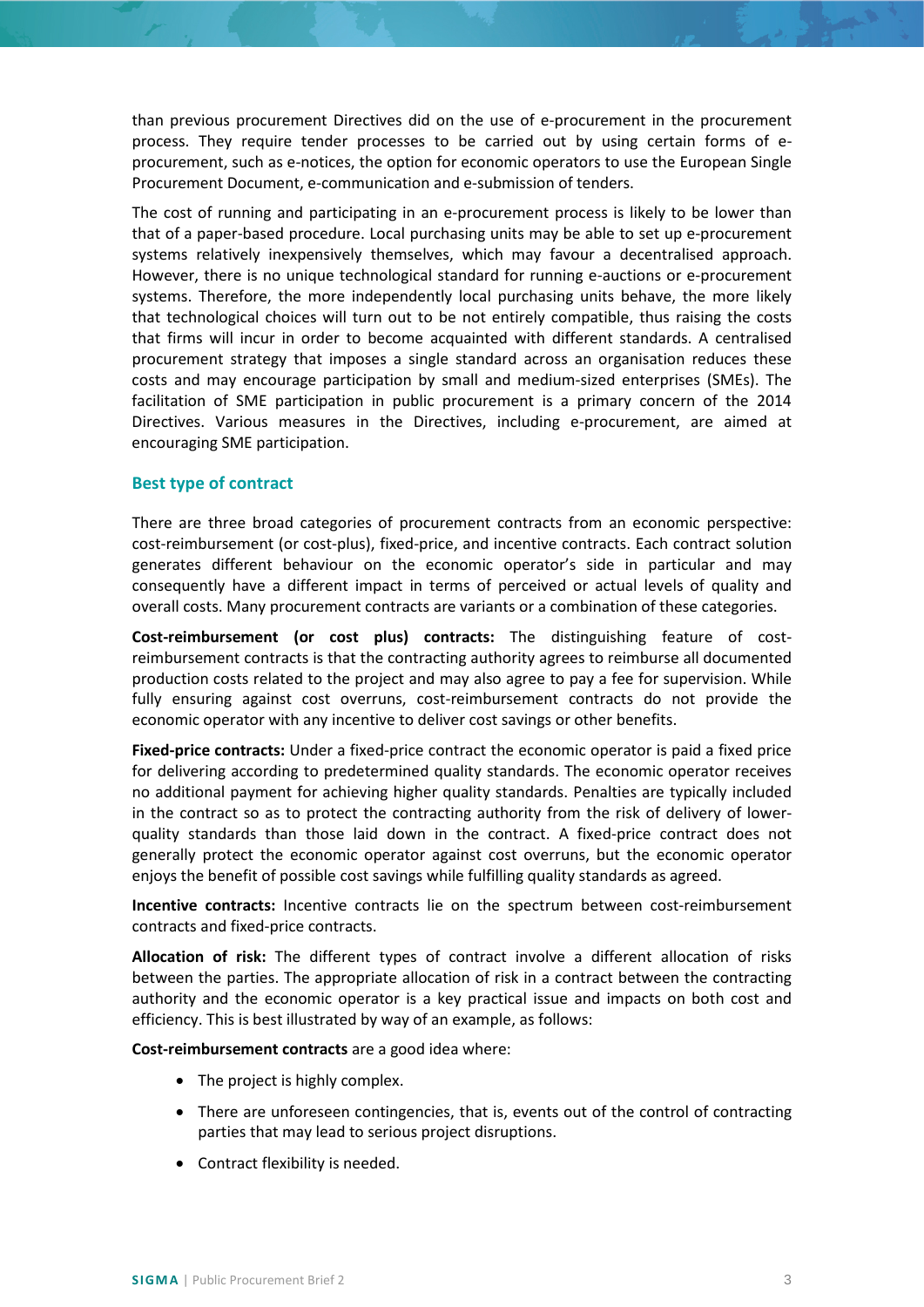than previous procurement Directives did on the use of e-procurement in the procurement process. They require tender processes to be carried out by using certain forms of e-procurement, such as e-notices, the option for economic operators to use the European Single Procurement Document, e-communication and e-submission of tenders.

The cost of running and participating in an e-procurement process is likely to be lower than that of a paper-based procedure. Local purchasing units may be able to set up e-procurement systems relatively inexpensively themselves, which may favour a decentralised approach. However, there is no unique technological standard for running e-auctions or e-procurement systems. Therefore, the more independently local purchasing units behave, the more likely that technological choices will turn out to be not entirely compatible, thus raising the costs that firms will incur in order to become acquainted with different standards. A centralised procurement strategy that imposes a single standard across an organisation reduces these costs and may encourage participation by small and medium-sized enterprises (SMEs). The facilitation of SME participation in public procurement is a primary concern of the 2014 Directives. Various measures in the Directives, including e-procurement, are aimed at encouraging SME participation.

### Best type of contract

There are three broad categories of procurement contracts from an economic perspective: cost-reimbursement (or cost-plus), fixed-price, and incentive contracts. Each contract solution generates different behaviour on the economic operator's side in particular and may consequently have a different impact in terms of perceived or actual levels of quality and overall costs. Many procurement contracts are variants or a combination of these categories.

**Cost-reimbursement (or cost plus) contracts:** The distinguishing feature of cost-reimbursement contracts is that the contracting authority agrees to reimburse all documented production costs related to the project and may also agree to pay a fee for supervision. While fully ensuring against cost overruns, cost-reimbursement contracts do not provide the economic operator with any incentive to deliver cost savings or other benefits.

**Fixed-price contracts:** Under a fixed-price contract the economic operator is paid a fixed price for delivering according to predetermined quality standards. The economic operator receives no additional payment for achieving higher quality standards. Penalties are typically included in the contract so as to protect the contracting authority from the risk of delivery of lower-quality standards than those laid down in the contract. A fixed-price contract does not generally protect the economic operator against cost overruns, but the economic operator enjoys the benefit of possible cost savings while fulfilling quality standards as agreed.

**Incentive contracts:** Incentive contracts lie on the spectrum between cost-reimbursement contracts and fixed-price contracts.

**Allocation of risk:** The different types of contract involve a different allocation of risks between the parties. The appropriate allocation of risk in a contract between the contracting authority and the economic operator is a key practical issue and impacts on both cost and efficiency. This is best illustrated by way of an example, as follows:

**Cost-reimbursement contracts** are a good idea where:

- The project is highly complex.
- There are unforeseen contingencies, that is, events out of the control of contracting parties that may lead to serious project disruptions.
- Contract flexibility is needed.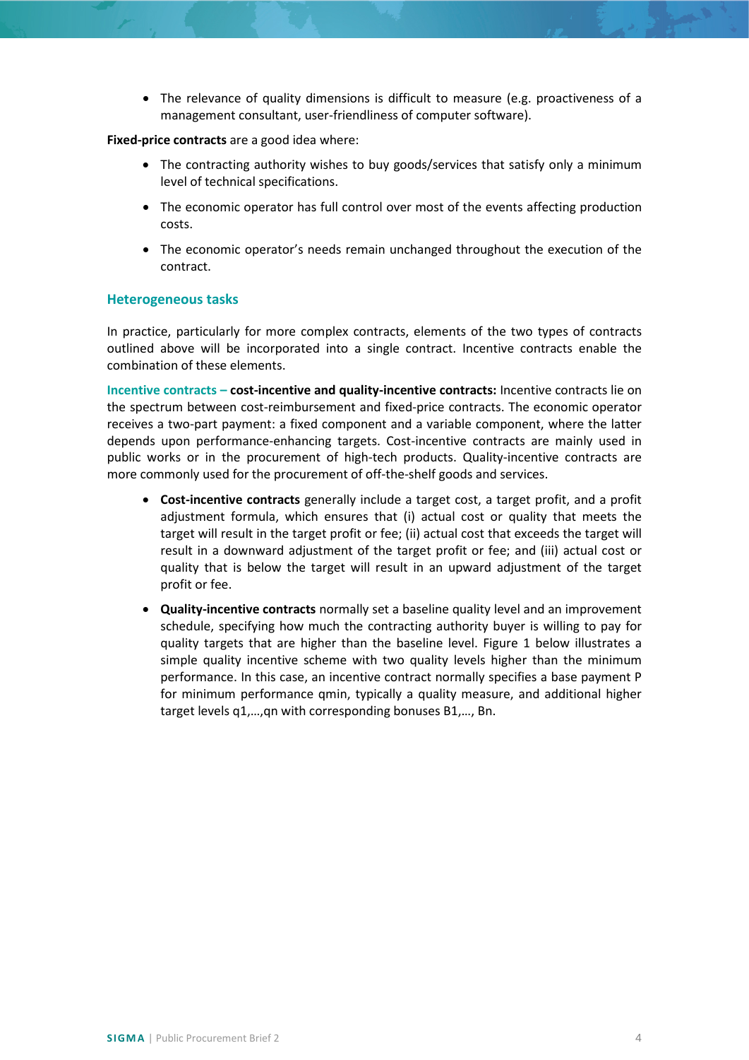- The relevance of quality dimensions is difficult to measure (e.g. proactiveness of a management consultant, user-friendliness of computer software).

**Fixed-price contracts** are a good idea where:

- The contracting authority wishes to buy goods/services that satisfy only a minimum level of technical specifications.
- The economic operator has full control over most of the events affecting production costs.
- The economic operator's needs remain unchanged throughout the execution of the contract.

### Heterogeneous tasks

In practice, particularly for more complex contracts, elements of the two types of contracts outlined above will be incorporated into a single contract. Incentive contracts enable the combination of these elements.

**Incentive contracts – cost-incentive and quality-incentive contracts:** Incentive contracts lie on the spectrum between cost-reimbursement and fixed-price contracts. The economic operator receives a two-part payment: a fixed component and a variable component, where the latter depends upon performance-enhancing targets. Cost-incentive contracts are mainly used in public works or in the procurement of high-tech products. Quality-incentive contracts are more commonly used for the procurement of off-the-shelf goods and services.

- **Cost-incentive contracts** generally include a target cost, a target profit, and a profit adjustment formula, which ensures that (i) actual cost or quality that meets the target will result in the target profit or fee; (ii) actual cost that exceeds the target will result in a downward adjustment of the target profit or fee; and (iii) actual cost or quality that is below the target will result in an upward adjustment of the target profit or fee.
- **Quality-incentive contracts** normally set a baseline quality level and an improvement schedule, specifying how much the contracting authority buyer is willing to pay for quality targets that are higher than the baseline level. Figure 1 below illustrates a simple quality incentive scheme with two quality levels higher than the minimum performance. In this case, an incentive contract normally specifies a base payment P for minimum performance $q_{min}$, typically a quality measure, and additional higher target levels $q_1,\dots,q_n$ with corresponding bonuses $B_1,\dots, B_n$.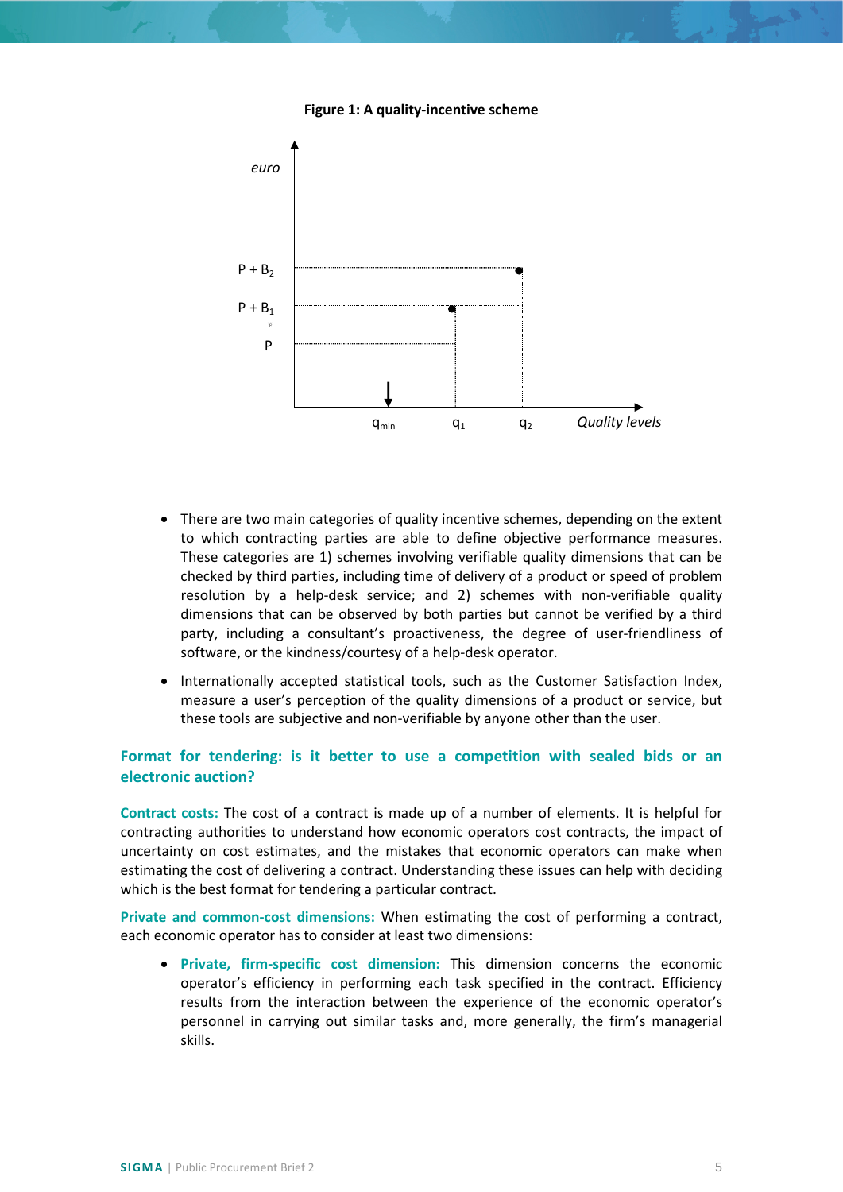**Figure 1: A quality-incentive scheme**

- There are two main categories of quality incentive schemes, depending on the extent to which contracting parties are able to define objective performance measures. These categories are 1) schemes involving verifiable quality dimensions that can be checked by third parties, including time of delivery of a product or speed of problem resolution by a help-desk service; and 2) schemes with non-verifiable quality dimensions that can be observed by both parties but cannot be verified by a third party, including a consultant's proactiveness, the degree of user-friendliness of software, or the kindness/courtesy of a help-desk operator.
- Internationally accepted statistical tools, such as the Customer Satisfaction Index, measure a user's perception of the quality dimensions of a product or service, but these tools are subjective and non-verifiable by anyone other than the user.

## Format for tendering: is it better to use a competition with sealed bids or an electronic auction?

**Contract costs:** The cost of a contract is made up of a number of elements. It is helpful for contracting authorities to understand how economic operators cost contracts, the impact of uncertainty on cost estimates, and the mistakes that economic operators can make when estimating the cost of delivering a contract. Understanding these issues can help with deciding which is the best format for tendering a particular contract.

**Private and common-cost dimensions:** When estimating the cost of performing a contract, each economic operator has to consider at least two dimensions:

- **Private, firm-specific cost dimension:** This dimension concerns the economic operator's efficiency in performing each task specified in the contract. Efficiency results from the interaction between the experience of the economic operator's personnel in carrying out similar tasks and, more generally, the firm's managerial skills.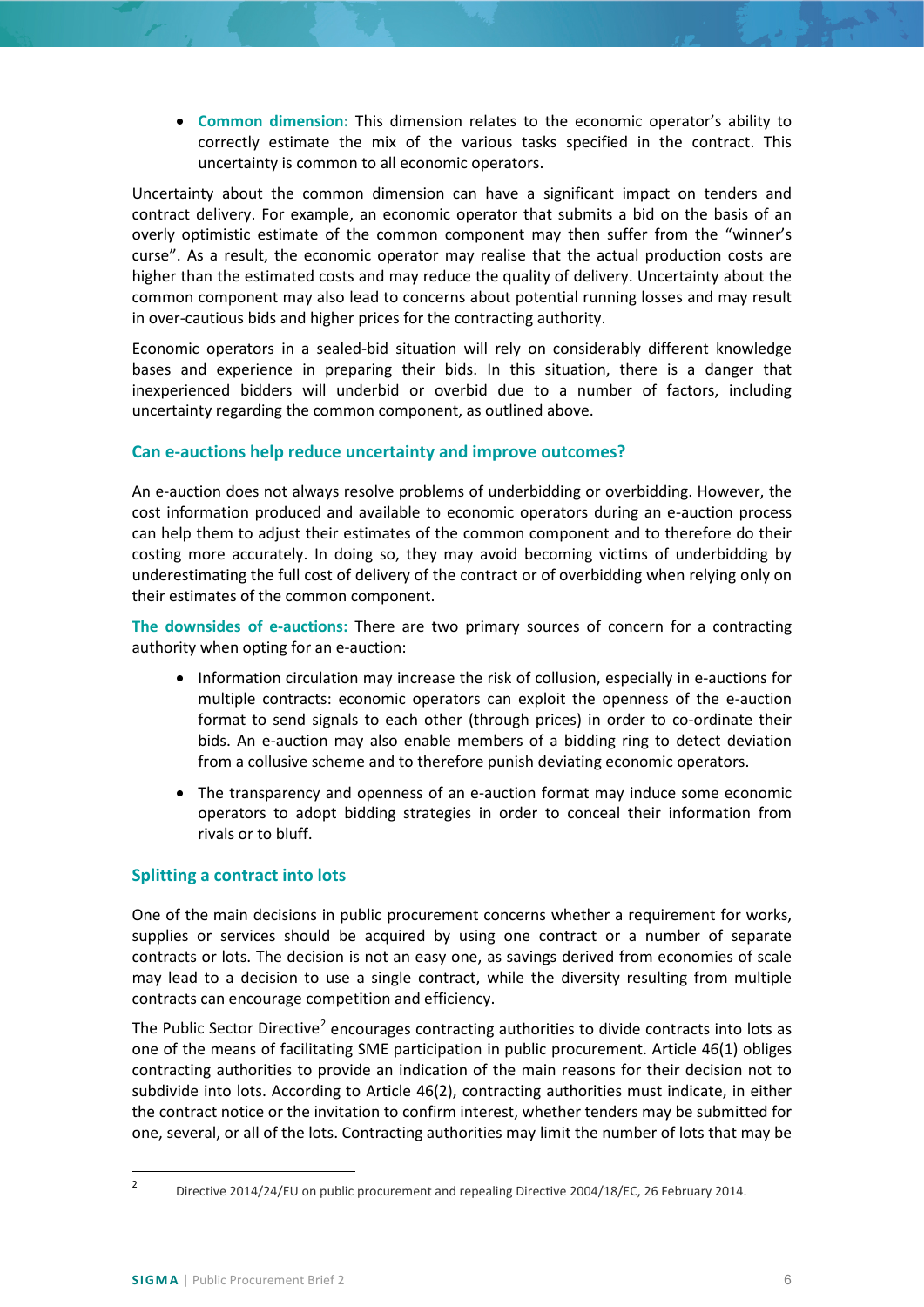- **Common dimension:** This dimension relates to the economic operator's ability to correctly estimate the mix of the various tasks specified in the contract. This uncertainty is common to all economic operators.

Uncertainty about the common dimension can have a significant impact on tenders and contract delivery. For example, an economic operator that submits a bid on the basis of an overly optimistic estimate of the common component may then suffer from the "winner's curse". As a result, the economic operator may realise that the actual production costs are higher than the estimated costs and may reduce the quality of delivery. Uncertainty about the common component may also lead to concerns about potential running losses and may result in over-cautious bids and higher prices for the contracting authority.

Economic operators in a sealed-bid situation will rely on considerably different knowledge bases and experience in preparing their bids. In this situation, there is a danger that inexperienced bidders will underbid or overbid due to a number of factors, including uncertainty regarding the common component, as outlined above.

### Can e-auctions help reduce uncertainty and improve outcomes?

An e-auction does not always resolve problems of underbidding or overbidding. However, the cost information produced and available to economic operators during an e-auction process can help them to adjust their estimates of the common component and to therefore do their costing more accurately. In doing so, they may avoid becoming victims of underbidding by underestimating the full cost of delivery of the contract or of overbidding when relying only on their estimates of the common component.

**The downsides of e-auctions:** There are two primary sources of concern for a contracting authority when opting for an e-auction:

- Information circulation may increase the risk of collusion, especially in e-auctions for multiple contracts: economic operators can exploit the openness of the e-auction format to send signals to each other (through prices) in order to co-ordinate their bids. An e-auction may also enable members of a bidding ring to detect deviation from a collusive scheme and to therefore punish deviating economic operators.
- The transparency and openness of an e-auction format may induce some economic operators to adopt bidding strategies in order to conceal their information from rivals or to bluff.

### Splitting a contract into lots

One of the main decisions in public procurement concerns whether a requirement for works, supplies or services should be acquired by using one contract or a number of separate contracts or lots. The decision is not an easy one, as savings derived from economies of scale may lead to a decision to use a single contract, while the diversity resulting from multiple contracts can encourage competition and efficiency.

The Public Sector Directive[2] encourages contracting authorities to divide contracts into lots as one of the means of facilitating SME participation in public procurement. Article 46(1) obliges contracting authorities to provide an indication of the main reasons for their decision not to subdivide into lots. According to Article 46(2), contracting authorities must indicate, in either the contract notice or the invitation to confirm interest, whether tenders may be submitted for one, several, or all of the lots. Contracting authorities may limit the number of lots that may be

[2] Directive 2014/24/EU on public procurement and repealing Directive 2004/18/EC, 26 February 2014.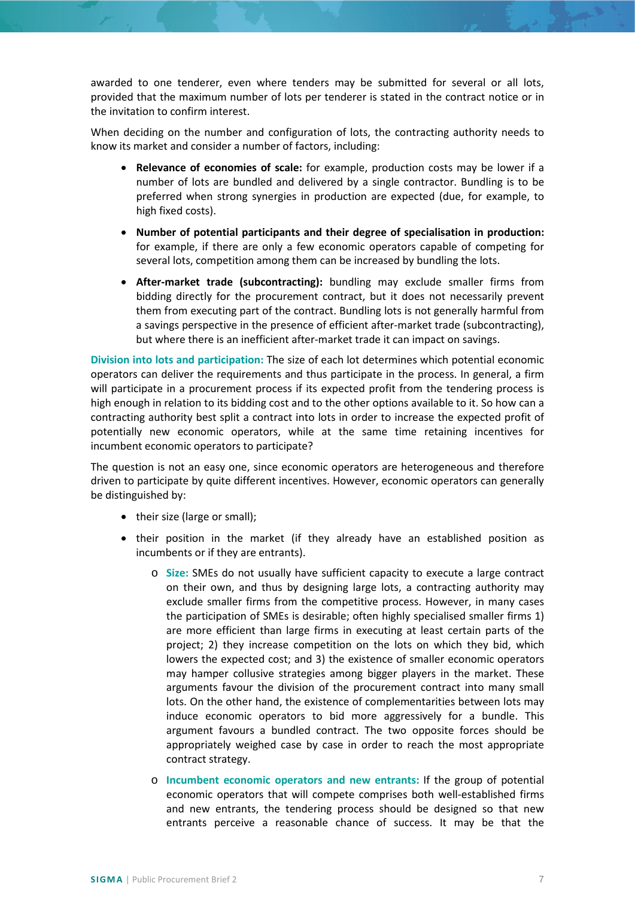awarded to one tenderer, even where tenders may be submitted for several or all lots, provided that the maximum number of lots per tenderer is stated in the contract notice or in the invitation to confirm interest.

When deciding on the number and configuration of lots, the contracting authority needs to know its market and consider a number of factors, including:

- **Relevance of economies of scale:** for example, production costs may be lower if a number of lots are bundled and delivered by a single contractor. Bundling is to be preferred when strong synergies in production are expected (due, for example, to high fixed costs).
- **Number of potential participants and their degree of specialisation in production:** for example, if there are only a few economic operators capable of competing for several lots, competition among them can be increased by bundling the lots.
- **After-market trade (subcontracting):** bundling may exclude smaller firms from bidding directly for the procurement contract, but it does not necessarily prevent them from executing part of the contract. Bundling lots is not generally harmful from a savings perspective in the presence of efficient after-market trade (subcontracting), but where there is an inefficient after-market trade it can impact on savings.

**Division into lots and participation:** The size of each lot determines which potential economic operators can deliver the requirements and thus participate in the process. In general, a firm will participate in a procurement process if its expected profit from the tendering process is high enough in relation to its bidding cost and to the other options available to it. So how can a contracting authority best split a contract into lots in order to increase the expected profit of potentially new economic operators, while at the same time retaining incentives for incumbent economic operators to participate?

The question is not an easy one, since economic operators are heterogeneous and therefore driven to participate by quite different incentives. However, economic operators can generally be distinguished by:

- their size (large or small);
- their position in the market (if they already have an established position as incumbents or if they are entrants).
    - **Size:** SMEs do not usually have sufficient capacity to execute a large contract on their own, and thus by designing large lots, a contracting authority may exclude smaller firms from the competitive process. However, in many cases the participation of SMEs is desirable; often highly specialised smaller firms 1) are more efficient than large firms in executing at least certain parts of the project; 2) they increase competition on the lots on which they bid, which lowers the expected cost; and 3) the existence of smaller economic operators may hamper collusive strategies among bigger players in the market. These arguments favour the division of the procurement contract into many small lots. On the other hand, the existence of complementarities between lots may induce economic operators to bid more aggressively for a bundle. This argument favours a bundled contract. The two opposite forces should be appropriately weighed case by case in order to reach the most appropriate contract strategy.
    - **Incumbent economic operators and new entrants:** If the group of potential economic operators that will compete comprises both well-established firms and new entrants, the tendering process should be designed so that new entrants perceive a reasonable chance of success. It may be that the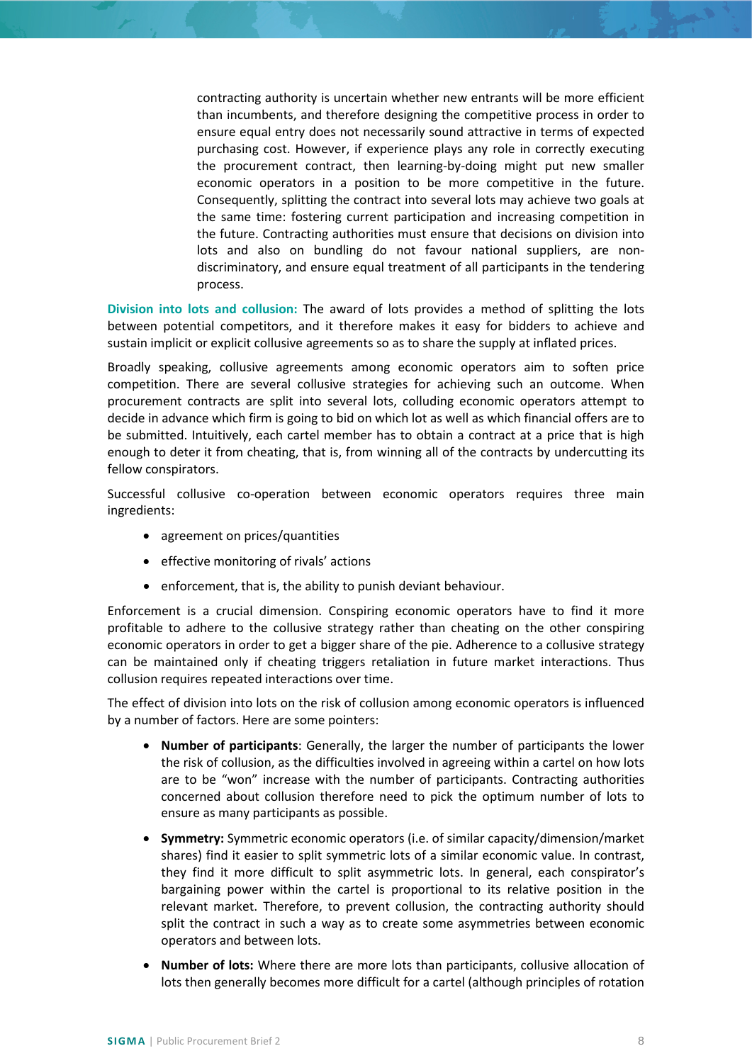contracting authority is uncertain whether new entrants will be more efficient than incumbents, and therefore designing the competitive process in order to ensure equal entry does not necessarily sound attractive in terms of expected purchasing cost. However, if experience plays any role in correctly executing the procurement contract, then learning-by-doing might put new smaller economic operators in a position to be more competitive in the future. Consequently, splitting the contract into several lots may achieve two goals at the same time: fostering current participation and increasing competition in the future. Contracting authorities must ensure that decisions on division into lots and also on bundling do not favour national suppliers, are non-discriminatory, and ensure equal treatment of all participants in the tendering process.

**Division into lots and collusion:** The award of lots provides a method of splitting the lots between potential competitors, and it therefore makes it easy for bidders to achieve and sustain implicit or explicit collusive agreements so as to share the supply at inflated prices.

Broadly speaking, collusive agreements among economic operators aim to soften price competition. There are several collusive strategies for achieving such an outcome. When procurement contracts are split into several lots, colluding economic operators attempt to decide in advance which firm is going to bid on which lot as well as which financial offers are to be submitted. Intuitively, each cartel member has to obtain a contract at a price that is high enough to deter it from cheating, that is, from winning all of the contracts by undercutting its fellow conspirators.

Successful collusive co-operation between economic operators requires three main ingredients:

- agreement on prices/quantities
- effective monitoring of rivals' actions
- enforcement, that is, the ability to punish deviant behaviour.

Enforcement is a crucial dimension. Conspiring economic operators have to find it more profitable to adhere to the collusive strategy rather than cheating on the other conspiring economic operators in order to get a bigger share of the pie. Adherence to a collusive strategy can be maintained only if cheating triggers retaliation in future market interactions. Thus collusion requires repeated interactions over time.

The effect of division into lots on the risk of collusion among economic operators is influenced by a number of factors. Here are some pointers:

- **Number of participants**: Generally, the larger the number of participants the lower the risk of collusion, as the difficulties involved in agreeing within a cartel on how lots are to be "won" increase with the number of participants. Contracting authorities concerned about collusion therefore need to pick the optimum number of lots to ensure as many participants as possible.
- **Symmetry:** Symmetric economic operators (i.e. of similar capacity/dimension/market shares) find it easier to split symmetric lots of a similar economic value. In contrast, they find it more difficult to split asymmetric lots. In general, each conspirator's bargaining power within the cartel is proportional to its relative position in the relevant market. Therefore, to prevent collusion, the contracting authority should split the contract in such a way as to create some asymmetries between economic operators and between lots.
- **Number of lots:** Where there are more lots than participants, collusive allocation of lots then generally becomes more difficult for a cartel (although principles of rotation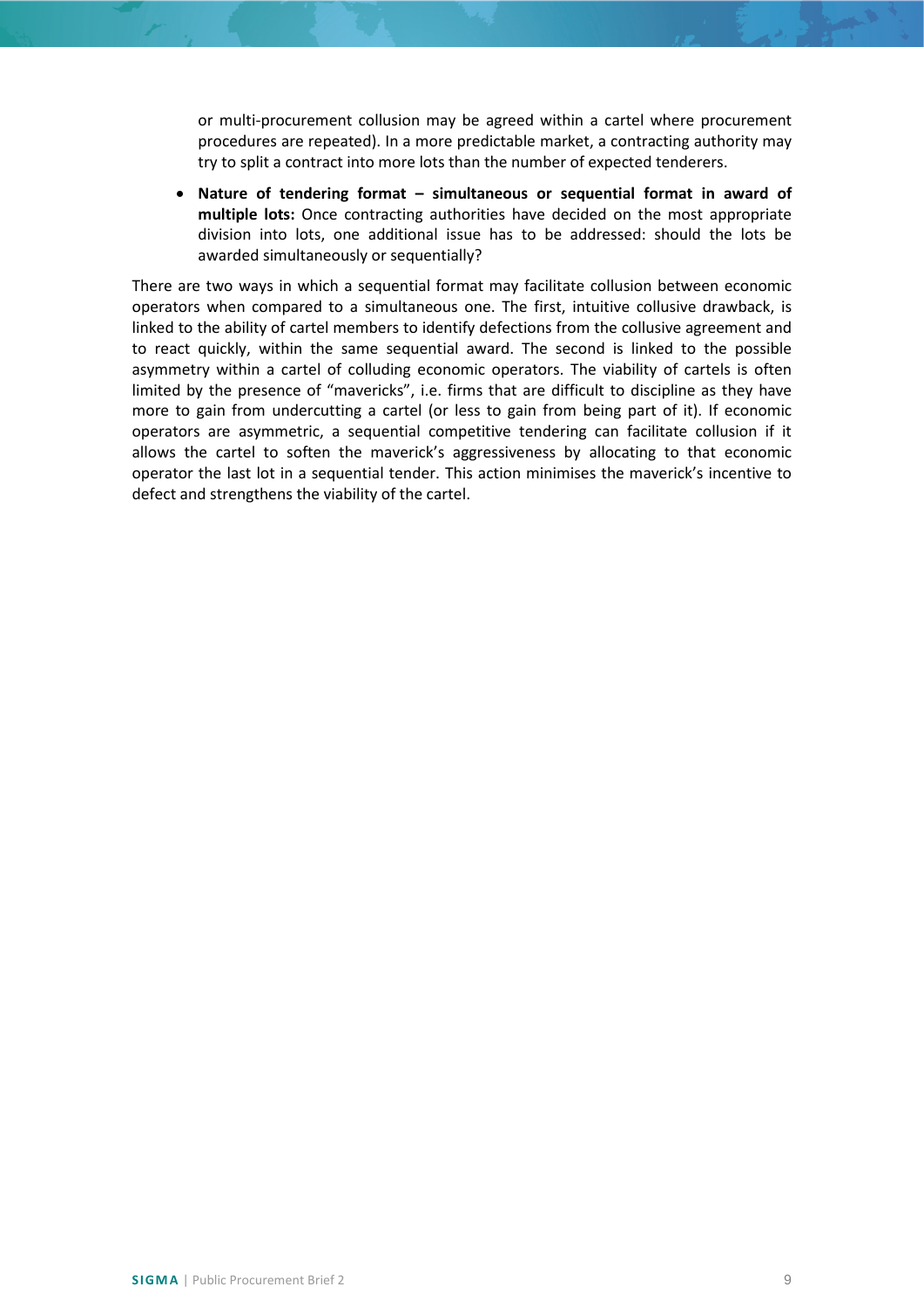or multi-procurement collusion may be agreed within a cartel where procurement procedures are repeated). In a more predictable market, a contracting authority may try to split a contract into more lots than the number of expected tenderers.

- **Nature of tendering format – simultaneous or sequential format in award of multiple lots:** Once contracting authorities have decided on the most appropriate division into lots, one additional issue has to be addressed: should the lots be awarded simultaneously or sequentially?

There are two ways in which a sequential format may facilitate collusion between economic operators when compared to a simultaneous one. The first, intuitive collusive drawback, is linked to the ability of cartel members to identify defections from the collusive agreement and to react quickly, within the same sequential award. The second is linked to the possible asymmetry within a cartel of colluding economic operators. The viability of cartels is often limited by the presence of "mavericks", i.e. firms that are difficult to discipline as they have more to gain from undercutting a cartel (or less to gain from being part of it). If economic operators are asymmetric, a sequential competitive tendering can facilitate collusion if it allows the cartel to soften the maverick's aggressiveness by allocating to that economic operator the last lot in a sequential tender. This action minimises the maverick's incentive to defect and strengthens the viability of the cartel.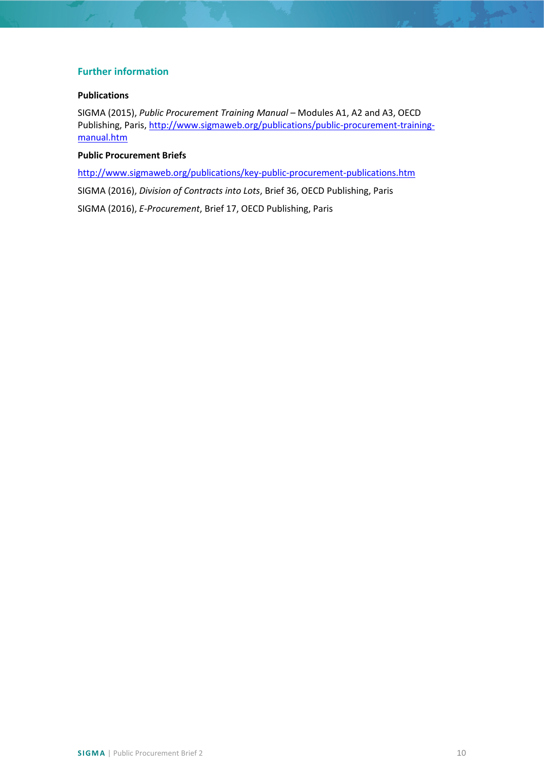## Further information

### Publications

SIGMA (2015), *Public Procurement Training Manual* – Modules A1, A2 and A3, OECD Publishing, Paris, http://www.sigmaweb.org/publications/public-procurement-training-manual.htm

### Public Procurement Briefs

http://www.sigmaweb.org/publications/key-public-procurement-publications.htm

SIGMA (2016), *Division of Contracts into Lots*, Brief 36, OECD Publishing, Paris

SIGMA (2016), *E-Procurement*, Brief 17, OECD Publishing, Paris